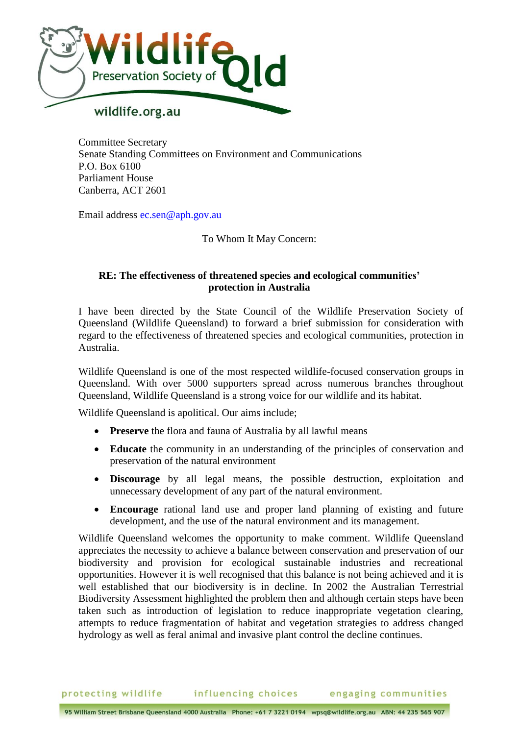Committee Secretary
Senate Standing Committees on Environment and Communications
P.O. Box 6100
Parliament House
Canberra, ACT 2601

Email address ec.sen@aph.gov.au

To Whom It May Concern:

**RE: The effectiveness of threatened species and ecological communities' protection in Australia**

I have been directed by the State Council of the Wildlife Preservation Society of Queensland (Wildlife Queensland) to forward a brief submission for consideration with regard to the effectiveness of threatened species and ecological communities, protection in Australia.

Wildlife Queensland is one of the most respected wildlife-focused conservation groups in Queensland. With over 5000 supporters spread across numerous branches throughout Queensland, Wildlife Queensland is a strong voice for our wildlife and its habitat.

Wildlife Queensland is apolitical. Our aims include;

- **Preserve** the flora and fauna of Australia by all lawful means
- **Educate** the community in an understanding of the principles of conservation and preservation of the natural environment
- **Discourage** by all legal means, the possible destruction, exploitation and unnecessary development of any part of the natural environment.
- **Encourage** rational land use and proper land planning of existing and future development, and the use of the natural environment and its management.

Wildlife Queensland welcomes the opportunity to make comment. Wildlife Queensland appreciates the necessity to achieve a balance between conservation and preservation of our biodiversity and provision for ecological sustainable industries and recreational opportunities. However it is well recognised that this balance is not being achieved and it is well established that our biodiversity is in decline. In 2002 the Australian Terrestrial Biodiversity Assessment highlighted the problem then and although certain steps have been taken such as introduction of legislation to reduce inappropriate vegetation clearing, attempts to reduce fragmentation of habitat and vegetation strategies to address changed hydrology as well as feral animal and invasive plant control the decline continues.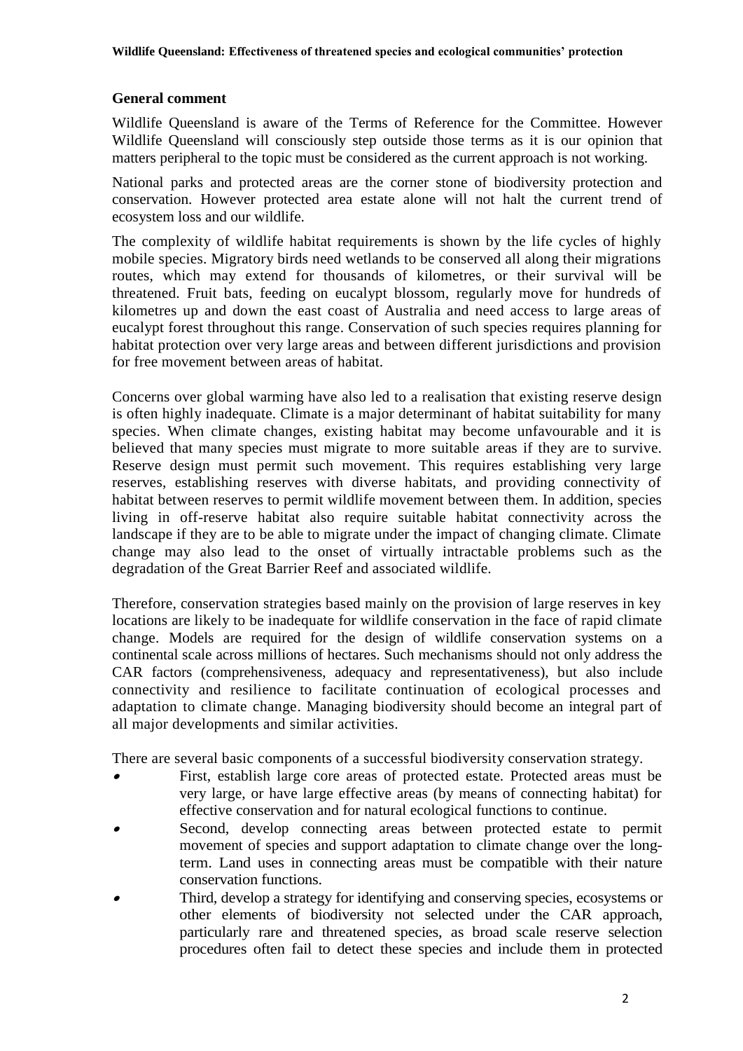## General comment

Wildlife Queensland is aware of the Terms of Reference for the Committee. However Wildlife Queensland will consciously step outside those terms as it is our opinion that matters peripheral to the topic must be considered as the current approach is not working.

National parks and protected areas are the corner stone of biodiversity protection and conservation. However protected area estate alone will not halt the current trend of ecosystem loss and our wildlife.

The complexity of wildlife habitat requirements is shown by the life cycles of highly mobile species. Migratory birds need wetlands to be conserved all along their migrations routes, which may extend for thousands of kilometres, or their survival will be threatened. Fruit bats, feeding on eucalypt blossom, regularly move for hundreds of kilometres up and down the east coast of Australia and need access to large areas of eucalypt forest throughout this range. Conservation of such species requires planning for habitat protection over very large areas and between different jurisdictions and provision for free movement between areas of habitat.

Concerns over global warming have also led to a realisation that existing reserve design is often highly inadequate. Climate is a major determinant of habitat suitability for many species. When climate changes, existing habitat may become unfavourable and it is believed that many species must migrate to more suitable areas if they are to survive. Reserve design must permit such movement. This requires establishing very large reserves, establishing reserves with diverse habitats, and providing connectivity of habitat between reserves to permit wildlife movement between them. In addition, species living in off-reserve habitat also require suitable habitat connectivity across the landscape if they are to be able to migrate under the impact of changing climate. Climate change may also lead to the onset of virtually intractable problems such as the degradation of the Great Barrier Reef and associated wildlife.

Therefore, conservation strategies based mainly on the provision of large reserves in key locations are likely to be inadequate for wildlife conservation in the face of rapid climate change. Models are required for the design of wildlife conservation systems on a continental scale across millions of hectares. Such mechanisms should not only address the CAR factors (comprehensiveness, adequacy and representativeness), but also include connectivity and resilience to facilitate continuation of ecological processes and adaptation to climate change. Managing biodiversity should become an integral part of all major developments and similar activities.

There are several basic components of a successful biodiversity conservation strategy.

- First, establish large core areas of protected estate. Protected areas must be very large, or have large effective areas (by means of connecting habitat) for effective conservation and for natural ecological functions to continue.
- Second, develop connecting areas between protected estate to permit movement of species and support adaptation to climate change over the long-term. Land uses in connecting areas must be compatible with their nature conservation functions.
- Third, develop a strategy for identifying and conserving species, ecosystems or other elements of biodiversity not selected under the CAR approach, particularly rare and threatened species, as broad scale reserve selection procedures often fail to detect these species and include them in protected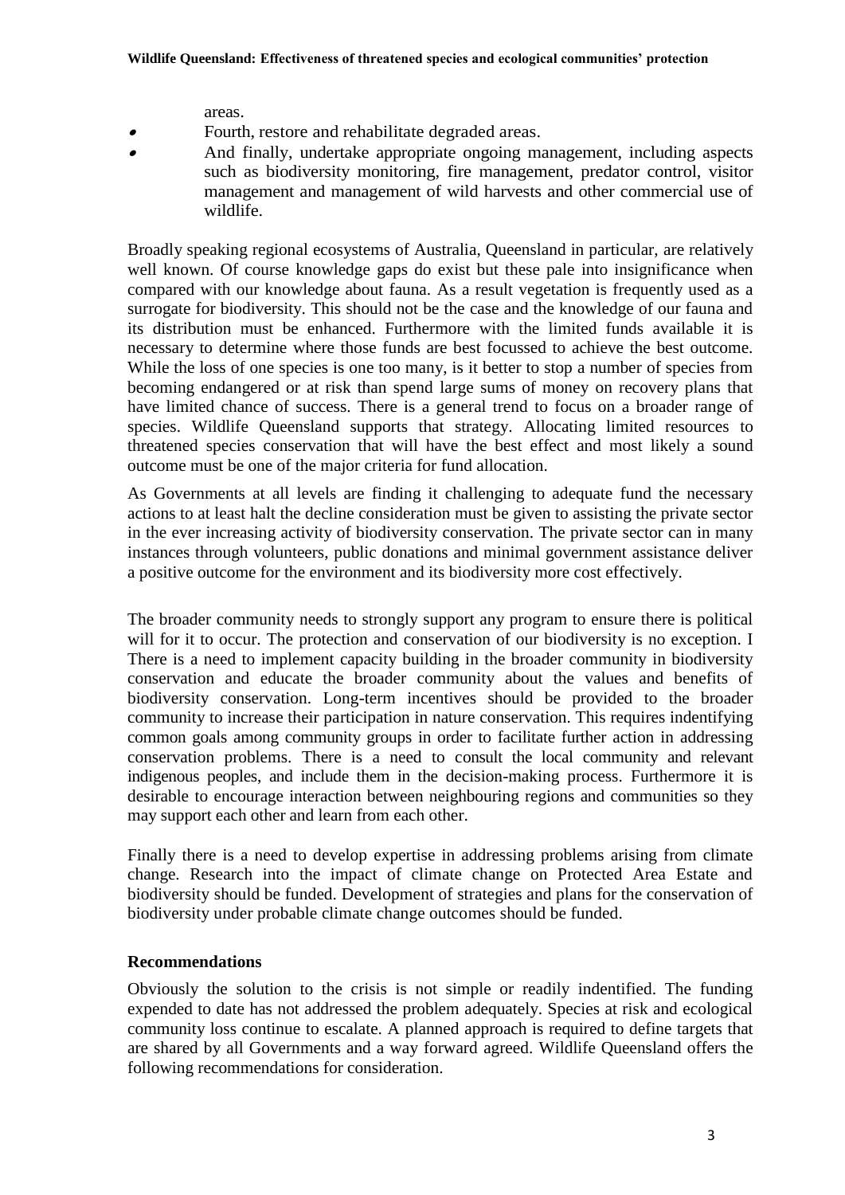areas.

- Fourth, restore and rehabilitate degraded areas.
- And finally, undertake appropriate ongoing management, including aspects such as biodiversity monitoring, fire management, predator control, visitor management and management of wild harvests and other commercial use of wildlife.

Broadly speaking regional ecosystems of Australia, Queensland in particular, are relatively well known. Of course knowledge gaps do exist but these pale into insignificance when compared with our knowledge about fauna. As a result vegetation is frequently used as a surrogate for biodiversity. This should not be the case and the knowledge of our fauna and its distribution must be enhanced. Furthermore with the limited funds available it is necessary to determine where those funds are best focussed to achieve the best outcome. While the loss of one species is one too many, is it better to stop a number of species from becoming endangered or at risk than spend large sums of money on recovery plans that have limited chance of success. There is a general trend to focus on a broader range of species. Wildlife Queensland supports that strategy. Allocating limited resources to threatened species conservation that will have the best effect and most likely a sound outcome must be one of the major criteria for fund allocation.

As Governments at all levels are finding it challenging to adequate fund the necessary actions to at least halt the decline consideration must be given to assisting the private sector in the ever increasing activity of biodiversity conservation. The private sector can in many instances through volunteers, public donations and minimal government assistance deliver a positive outcome for the environment and its biodiversity more cost effectively.

The broader community needs to strongly support any program to ensure there is political will for it to occur. The protection and conservation of our biodiversity is no exception. I There is a need to implement capacity building in the broader community in biodiversity conservation and educate the broader community about the values and benefits of biodiversity conservation. Long-term incentives should be provided to the broader community to increase their participation in nature conservation. This requires indentifying common goals among community groups in order to facilitate further action in addressing conservation problems. There is a need to consult the local community and relevant indigenous peoples, and include them in the decision-making process. Furthermore it is desirable to encourage interaction between neighbouring regions and communities so they may support each other and learn from each other.

Finally there is a need to develop expertise in addressing problems arising from climate change. Research into the impact of climate change on Protected Area Estate and biodiversity should be funded. Development of strategies and plans for the conservation of biodiversity under probable climate change outcomes should be funded.

**Recommendations**

Obviously the solution to the crisis is not simple or readily indentified. The funding expended to date has not addressed the problem adequately. Species at risk and ecological community loss continue to escalate. A planned approach is required to define targets that are shared by all Governments and a way forward agreed. Wildlife Queensland offers the following recommendations for consideration.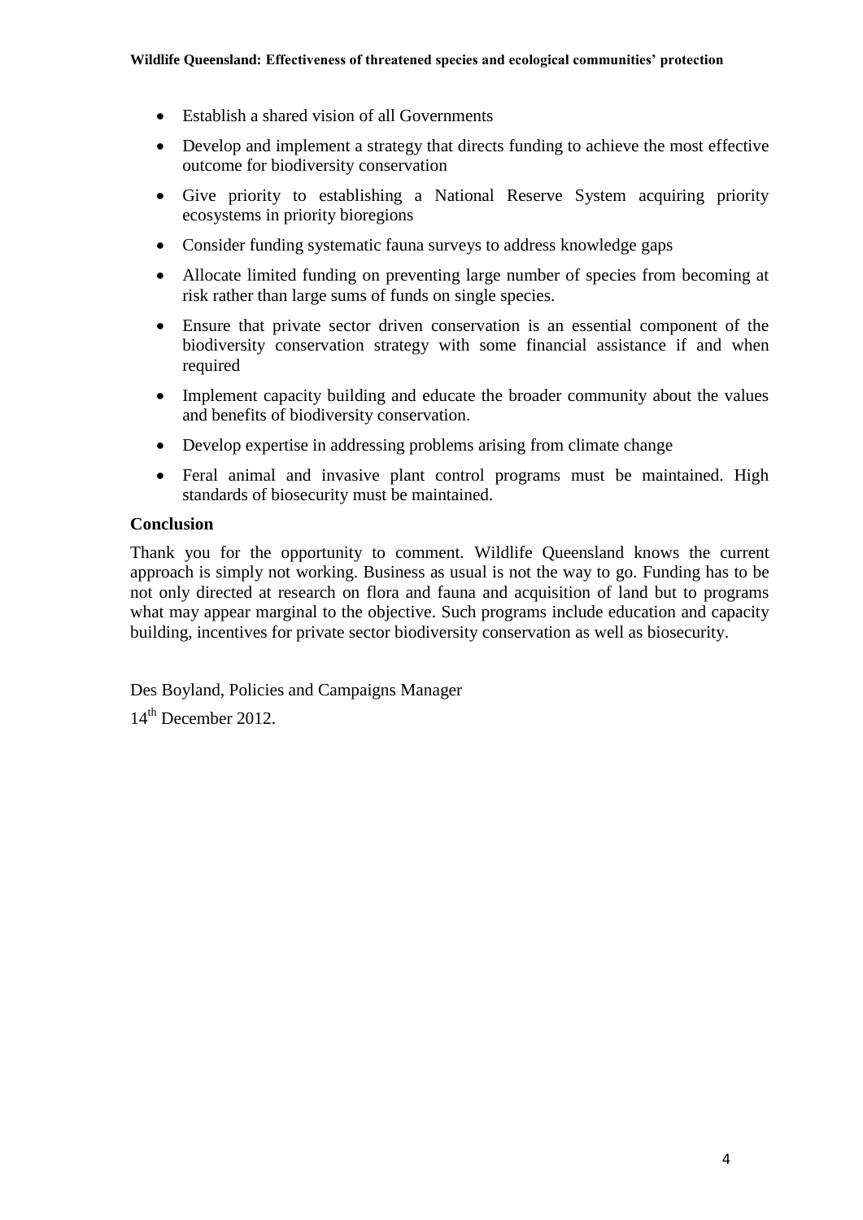- Establish a shared vision of all Governments
- Develop and implement a strategy that directs funding to achieve the most effective outcome for biodiversity conservation
- Give priority to establishing a National Reserve System acquiring priority ecosystems in priority bioregions
- Consider funding systematic fauna surveys to address knowledge gaps
- Allocate limited funding on preventing large number of species from becoming at risk rather than large sums of funds on single species.
- Ensure that private sector driven conservation is an essential component of the biodiversity conservation strategy with some financial assistance if and when required
- Implement capacity building and educate the broader community about the values and benefits of biodiversity conservation.
- Develop expertise in addressing problems arising from climate change
- Feral animal and invasive plant control programs must be maintained. High standards of biosecurity must be maintained.

## Conclusion

Thank you for the opportunity to comment. Wildlife Queensland knows the current approach is simply not working. Business as usual is not the way to go. Funding has to be not only directed at research on flora and fauna and acquisition of land but to programs what may appear marginal to the objective. Such programs include education and capacity building, incentives for private sector biodiversity conservation as well as biosecurity.

Des Boyland, Policies and Campaigns Manager

14th December 2012.